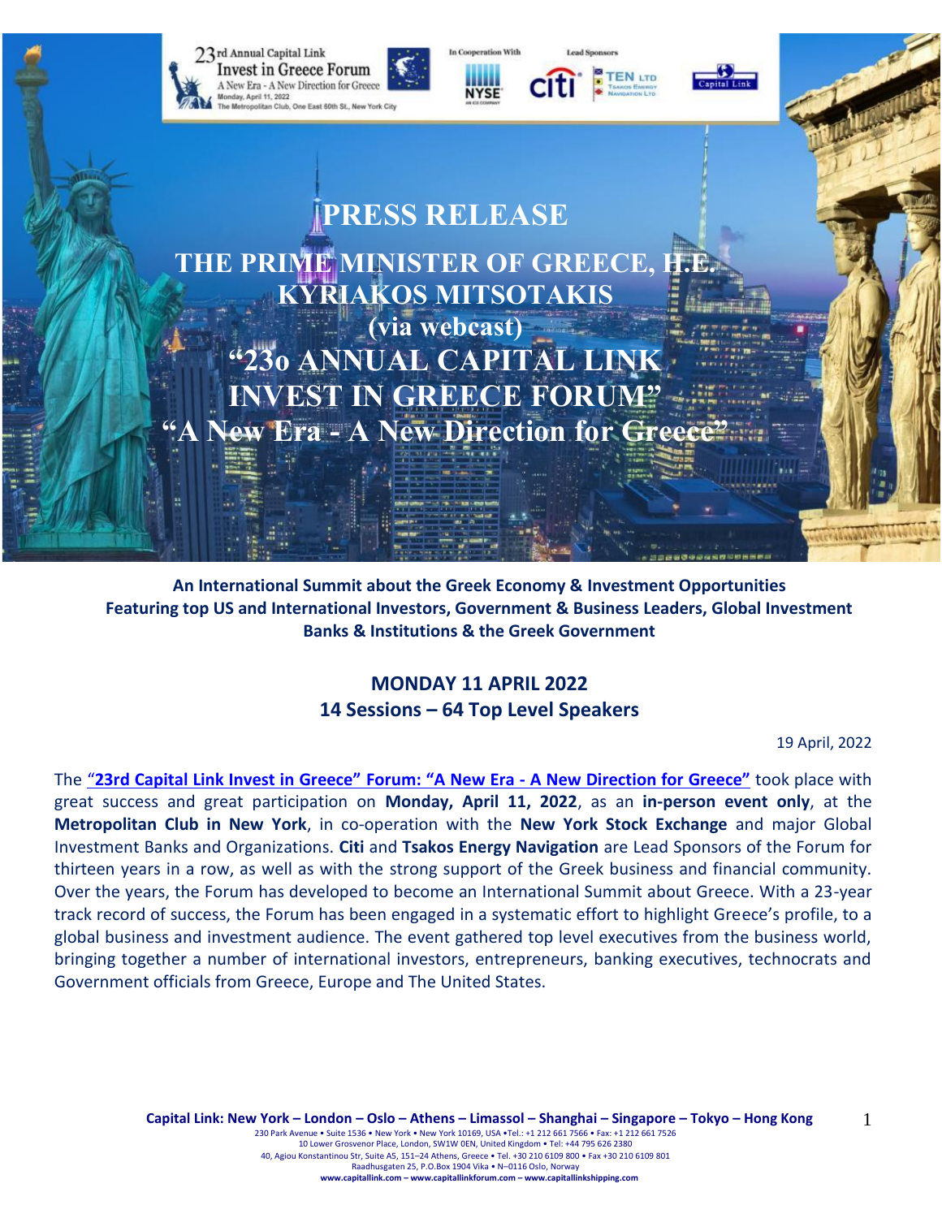23rd Annual Capital Link Invest in Greece Forum
A New Era - A New Direction for Greece
Monday, April 11, 2022
The Metropolitan Club, One East 60th St., New York City

In Cooperation With: NYSE — Lead Sponsors: citi, TEN LTD Tsakos Energy Navigation Ltd — Capital Link

# PRESS RELEASE

## THE PRIME MINISTER OF GREECE, H.E. KYRIAKOS MITSOTAKIS (via webcast)

## "23o ANNUAL CAPITAL LINK INVEST IN GREECE FORUM"

## "A New Era - A New Direction for Greece"

**An International Summit about the Greek Economy & Investment Opportunities**
**Featuring top US and International Investors, Government & Business Leaders, Global Investment Banks & Institutions & the Greek Government**

**MONDAY 11 APRIL 2022**
**14 Sessions – 64 Top Level Speakers**

19 April, 2022

The **"23rd Capital Link Invest in Greece" Forum: "A New Era - A New Direction for Greece"** took place with great success and great participation on **Monday, April 11, 2022**, as an **in-person event only**, at the **Metropolitan Club in New York**, in co-operation with the **New York Stock Exchange** and major Global Investment Banks and Organizations. **Citi** and **Tsakos Energy Navigation** are Lead Sponsors of the Forum for thirteen years in a row, as well as with the strong support of the Greek business and financial community. Over the years, the Forum has developed to become an International Summit about Greece. With a 23-year track record of success, the Forum has been engaged in a systematic effort to highlight Greece's profile, to a global business and investment audience. The event gathered top level executives from the business world, bringing together a number of international investors, entrepreneurs, banking executives, technocrats and Government officials from Greece, Europe and The United States.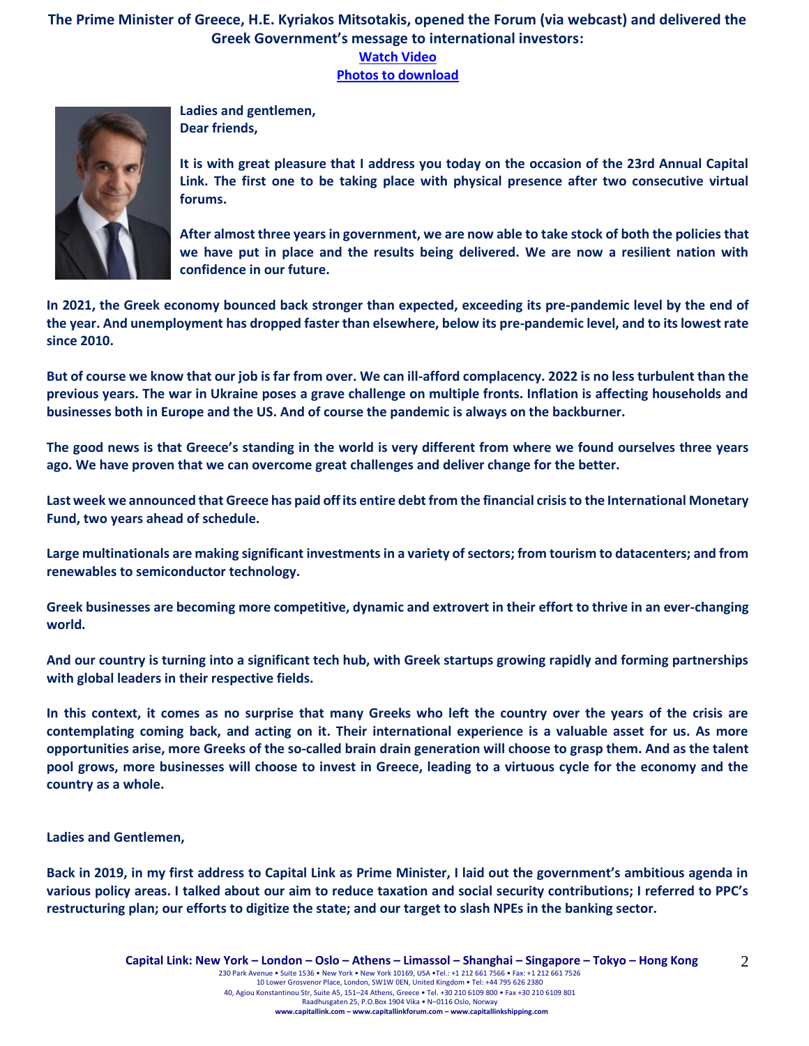**The Prime Minister of Greece, H.E. Kyriakos Mitsotakis, opened the Forum (via webcast) and delivered the Greek Government's message to international investors:**

**Watch Video**

**Photos to download**

**Ladies and gentlemen,**
**Dear friends,**

**It is with great pleasure that I address you today on the occasion of the 23rd Annual Capital Link. The first one to be taking place with physical presence after two consecutive virtual forums.**

**After almost three years in government, we are now able to take stock of both the policies that we have put in place and the results being delivered. We are now a resilient nation with confidence in our future.**

**In 2021, the Greek economy bounced back stronger than expected, exceeding its pre-pandemic level by the end of the year. And unemployment has dropped faster than elsewhere, below its pre-pandemic level, and to its lowest rate since 2010.**

**But of course we know that our job is far from over. We can ill-afford complacency. 2022 is no less turbulent than the previous years. The war in Ukraine poses a grave challenge on multiple fronts. Inflation is affecting households and businesses both in Europe and the US. And of course the pandemic is always on the backburner.**

**The good news is that Greece's standing in the world is very different from where we found ourselves three years ago. We have proven that we can overcome great challenges and deliver change for the better.**

**Last week we announced that Greece has paid off its entire debt from the financial crisis to the International Monetary Fund, two years ahead of schedule.**

**Large multinationals are making significant investments in a variety of sectors; from tourism to datacenters; and from renewables to semiconductor technology.**

**Greek businesses are becoming more competitive, dynamic and extrovert in their effort to thrive in an ever-changing world.**

**And our country is turning into a significant tech hub, with Greek startups growing rapidly and forming partnerships with global leaders in their respective fields.**

**In this context, it comes as no surprise that many Greeks who left the country over the years of the crisis are contemplating coming back, and acting on it. Their international experience is a valuable asset for us. As more opportunities arise, more Greeks of the so-called brain drain generation will choose to grasp them. And as the talent pool grows, more businesses will choose to invest in Greece, leading to a virtuous cycle for the economy and the country as a whole.**

**Ladies and Gentlemen,**

**Back in 2019, in my first address to Capital Link as Prime Minister, I laid out the government's ambitious agenda in various policy areas. I talked about our aim to reduce taxation and social security contributions; I referred to PPC's restructuring plan; our efforts to digitize the state; and our target to slash NPEs in the banking sector.**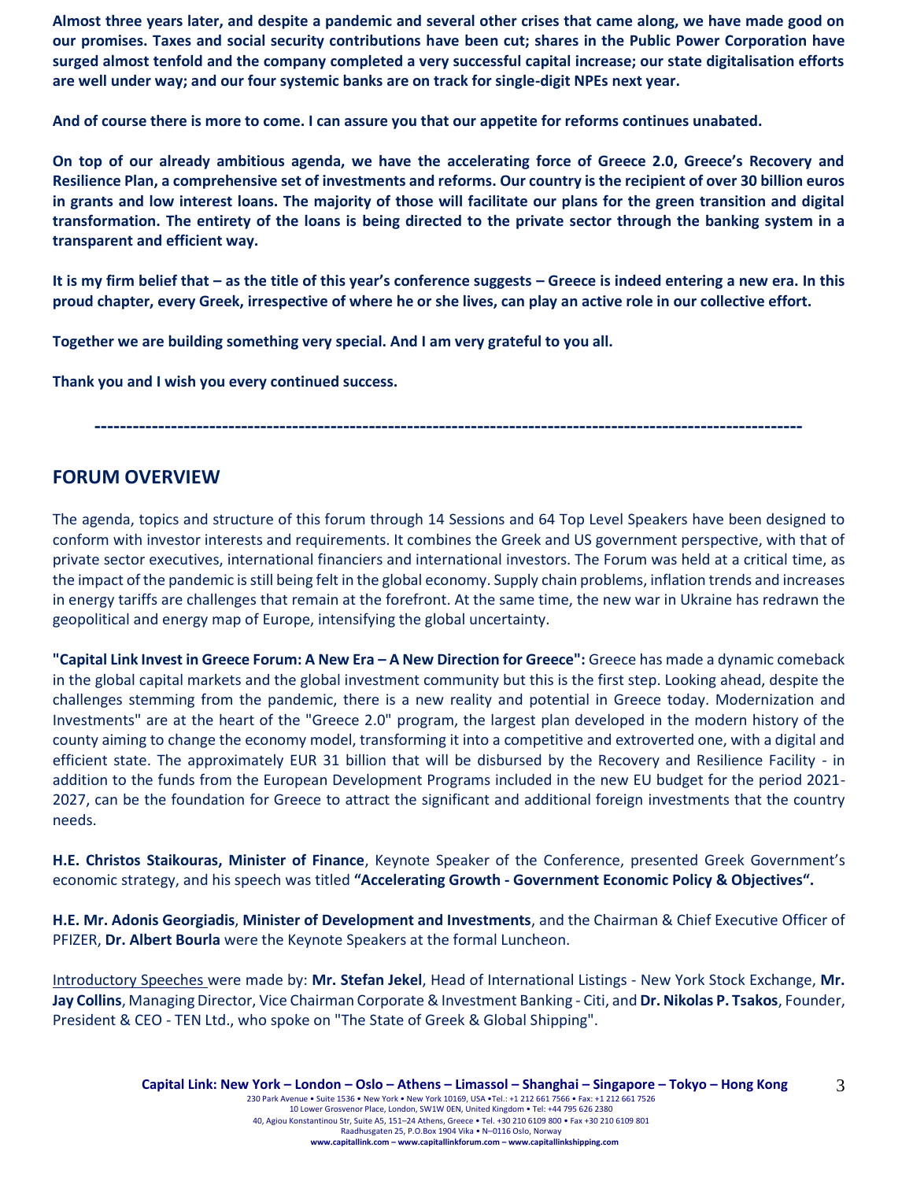**Almost three years later, and despite a pandemic and several other crises that came along, we have made good on our promises. Taxes and social security contributions have been cut; shares in the Public Power Corporation have surged almost tenfold and the company completed a very successful capital increase; our state digitalisation efforts are well under way; and our four systemic banks are on track for single-digit NPEs next year.**

**And of course there is more to come. I can assure you that our appetite for reforms continues unabated.**

**On top of our already ambitious agenda, we have the accelerating force of Greece 2.0, Greece's Recovery and Resilience Plan, a comprehensive set of investments and reforms. Our country is the recipient of over 30 billion euros in grants and low interest loans. The majority of those will facilitate our plans for the green transition and digital transformation. The entirety of the loans is being directed to the private sector through the banking system in a transparent and efficient way.**

**It is my firm belief that – as the title of this year's conference suggests – Greece is indeed entering a new era. In this proud chapter, every Greek, irrespective of where he or she lives, can play an active role in our collective effort.**

**Together we are building something very special. And I am very grateful to you all.**

**Thank you and I wish you every continued success.**

**---------------------------------------------------------------------------------------------------------------**

## FORUM OVERVIEW

The agenda, topics and structure of this forum through 14 Sessions and 64 Top Level Speakers have been designed to conform with investor interests and requirements. It combines the Greek and US government perspective, with that of private sector executives, international financiers and international investors. The Forum was held at a critical time, as the impact of the pandemic is still being felt in the global economy. Supply chain problems, inflation trends and increases in energy tariffs are challenges that remain at the forefront. At the same time, the new war in Ukraine has redrawn the geopolitical and energy map of Europe, intensifying the global uncertainty.

**"Capital Link Invest in Greece Forum: A New Era – A New Direction for Greece":** Greece has made a dynamic comeback in the global capital markets and the global investment community but this is the first step. Looking ahead, despite the challenges stemming from the pandemic, there is a new reality and potential in Greece today. Modernization and Investments" are at the heart of the "Greece 2.0" program, the largest plan developed in the modern history of the county aiming to change the economy model, transforming it into a competitive and extroverted one, with a digital and efficient state. The approximately EUR 31 billion that will be disbursed by the Recovery and Resilience Facility - in addition to the funds from the European Development Programs included in the new EU budget for the period 2021-2027, can be the foundation for Greece to attract the significant and additional foreign investments that the country needs.

**H.E. Christos Staikouras, Minister of Finance**, Keynote Speaker of the Conference, presented Greek Government's economic strategy, and his speech was titled **"Accelerating Growth - Government Economic Policy & Objectives".**

**H.E. Mr. Adonis Georgiadis**, **Minister of Development and Investments**, and the Chairman & Chief Executive Officer of PFIZER, **Dr. Albert Bourla** were the Keynote Speakers at the formal Luncheon.

Introductory Speeches were made by: **Mr. Stefan Jekel**, Head of International Listings - New York Stock Exchange, **Mr. Jay Collins**, Managing Director, Vice Chairman Corporate & Investment Banking - Citi, and **Dr. Nikolas P. Tsakos**, Founder, President & CEO - TEN Ltd., who spoke on "The State of Greek & Global Shipping".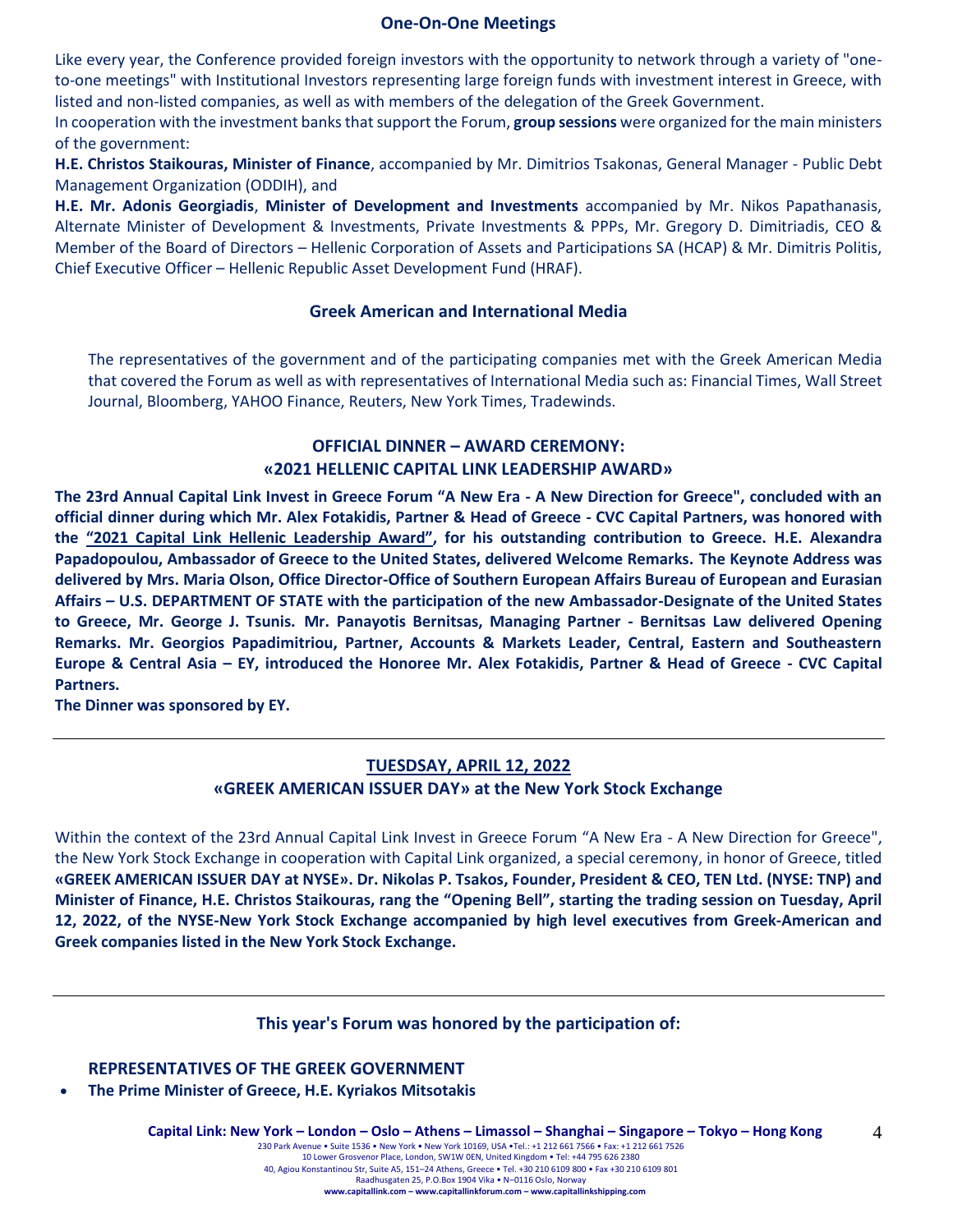## One-On-One Meetings

Like every year, the Conference provided foreign investors with the opportunity to network through a variety of "one-to-one meetings" with Institutional Investors representing large foreign funds with investment interest in Greece, with listed and non-listed companies, as well as with members of the delegation of the Greek Government.

In cooperation with the investment banks that support the Forum, **group sessions** were organized for the main ministers of the government:

**H.E. Christos Staikouras, Minister of Finance**, accompanied by Mr. Dimitrios Tsakonas, General Manager - Public Debt Management Organization (ODDIH), and

**H.E. Mr. Adonis Georgiadis**, **Minister of Development and Investments** accompanied by Mr. Nikos Papathanasis, Alternate Minister of Development & Investments, Private Investments & PPPs, Mr. Gregory D. Dimitriadis, CEO & Member of the Board of Directors – Hellenic Corporation of Assets and Participations SA (HCAP) & Mr. Dimitris Politis, Chief Executive Officer – Hellenic Republic Asset Development Fund (HRAF).

## Greek American and International Media

The representatives of the government and of the participating companies met with the Greek American Media that covered the Forum as well as with representatives of International Media such as: Financial Times, Wall Street Journal, Bloomberg, YAHOO Finance, Reuters, New York Times, Tradewinds.

## OFFICIAL DINNER – AWARD CEREMONY: «2021 HELLENIC CAPITAL LINK LEADERSHIP AWARD»

**The 23rd Annual Capital Link Invest in Greece Forum "A New Era - A New Direction for Greece", concluded with an official dinner during which Mr. Alex Fotakidis, Partner & Head of Greece - CVC Capital Partners, was honored with the "2021 Capital Link Hellenic Leadership Award", for his outstanding contribution to Greece. H.E. Alexandra Papadopoulou, Ambassador of Greece to the United States, delivered Welcome Remarks. The Keynote Address was delivered by Mrs. Maria Olson, Office Director-Office of Southern European Affairs Bureau of European and Eurasian Affairs – U.S. DEPARTMENT OF STATE with the participation of the new Ambassador-Designate of the United States to Greece, Mr. George J. Tsunis. Mr. Panayotis Bernitsas, Managing Partner - Bernitsas Law delivered Opening Remarks. Mr. Georgios Papadimitriou, Partner, Accounts & Markets Leader, Central, Eastern and Southeastern Europe & Central Asia – EY, introduced the Honoree Mr. Alex Fotakidis, Partner & Head of Greece - CVC Capital Partners.**

**The Dinner was sponsored by EY.**

---

## TUESDSAY, APRIL 12, 2022

## «GREEK AMERICAN ISSUER DAY» at the New York Stock Exchange

Within the context of the 23rd Annual Capital Link Invest in Greece Forum "A New Era - A New Direction for Greece", the New York Stock Exchange in cooperation with Capital Link organized, a special ceremony, in honor of Greece, titled **«GREEK AMERICAN ISSUER DAY at NYSE». Dr. Nikolas P. Tsakos, Founder, President & CEO, TEN Ltd. (NYSE: TNP) and Minister of Finance, H.E. Christos Staikouras, rang the "Opening Bell", starting the trading session on Tuesday, April 12, 2022, of the NYSE-New York Stock Exchange accompanied by high level executives from Greek-American and Greek companies listed in the New York Stock Exchange.**

---

## This year's Forum was honored by the participation of:

### REPRESENTATIVES OF THE GREEK GOVERNMENT

- **The Prime Minister of Greece, H.E. Kyriakos Mitsotakis**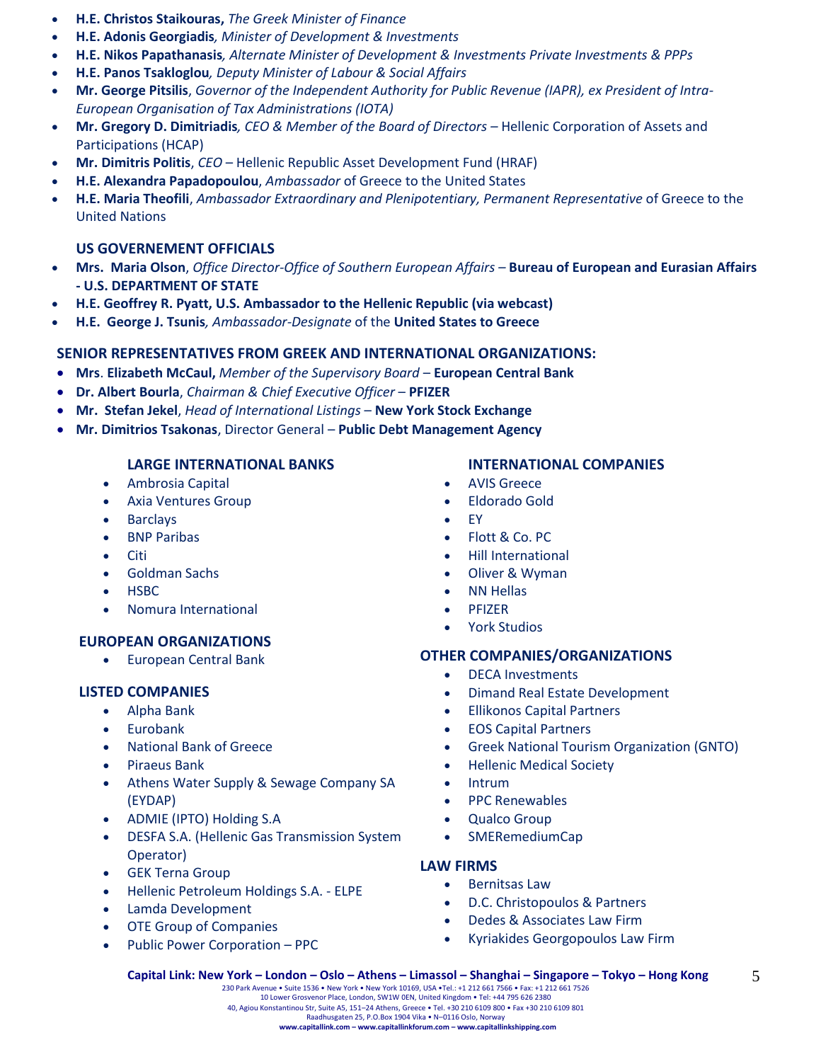- **H.E. Christos Staikouras,** *The Greek Minister of Finance*
- **H.E. Adonis Georgiadis***, Minister of Development & Investments*
- **H.E. Nikos Papathanasis***, Alternate Minister of Development & Investments Private Investments & PPPs*
- **H.E. Panos Tsakloglou***, Deputy Minister of Labour & Social Affairs*
- **Mr. George Pitsilis**, *Governor of the Independent Authority for Public Revenue (IAPR), ex President of Intra-European Organisation of Tax Administrations (IOTA)*
- **Mr. Gregory D. Dimitriadis***, CEO & Member of the Board of Directors* – Hellenic Corporation of Assets and Participations (HCAP)
- **Mr. Dimitris Politis**, *CEO* – Hellenic Republic Asset Development Fund (HRAF)
- **H.E. Alexandra Papadopoulou**, *Ambassador* of Greece to the United States
- **H.E. Maria Theofili**, *Ambassador Extraordinary and Plenipotentiary, Permanent Representative* of Greece to the United Nations

**US GOVERNEMENT OFFICIALS**

- **Mrs. Maria Olson**, *Office Director-Office of Southern European Affairs* – **Bureau of European and Eurasian Affairs - U.S. DEPARTMENT OF STATE**
- **H.E. Geoffrey R. Pyatt, U.S. Ambassador to the Hellenic Republic (via webcast)**
- **H.E. George J. Tsunis***, Ambassador-Designate* of the **United States to Greece**

**SENIOR REPRESENTATIVES FROM GREEK AND INTERNATIONAL ORGANIZATIONS:**

- **Mrs. Elizabeth McCaul,** *Member of the Supervisory Board* – **European Central Bank**
- **Dr. Albert Bourla**, *Chairman & Chief Executive Officer* – **PFIZER**
- **Mr. Stefan Jekel**, *Head of International Listings* – **New York Stock Exchange**
- **Mr. Dimitrios Tsakonas**, Director General – **Public Debt Management Agency**

**LARGE INTERNATIONAL BANKS**

- Ambrosia Capital
- Axia Ventures Group
- Barclays
- BNP Paribas
- Citi
- Goldman Sachs
- HSBC
- Nomura International

**EUROPEAN ORGANIZATIONS**

- European Central Bank

**LISTED COMPANIES**

- Alpha Bank
- Eurobank
- National Bank of Greece
- Piraeus Bank
- Athens Water Supply & Sewage Company SA (EYDAP)
- ADMIE (IPTO) Holding S.A
- DESFA S.A. (Hellenic Gas Transmission System Operator)
- GEK Terna Group
- Hellenic Petroleum Holdings S.A. - ELPE
- Lamda Development
- OTE Group of Companies
- Public Power Corporation – PPC

**INTERNATIONAL COMPANIES**

- AVIS Greece
- Eldorado Gold
- EY
- Flott & Co. PC
- Hill International
- Oliver & Wyman
- NN Hellas
- PFIZER
- York Studios

**OTHER COMPANIES/ORGANIZATIONS**

- DECA Investments
- Dimand Real Estate Development
- Ellikonos Capital Partners
- EOS Capital Partners
- Greek National Tourism Organization (GNTO)
- Hellenic Medical Society
- Intrum
- PPC Renewables
- Qualco Group
- SMERemediumCap

**LAW FIRMS**

- Bernitsas Law
- D.C. Christopoulos & Partners
- Dedes & Associates Law Firm
- Kyriakides Georgopoulos Law Firm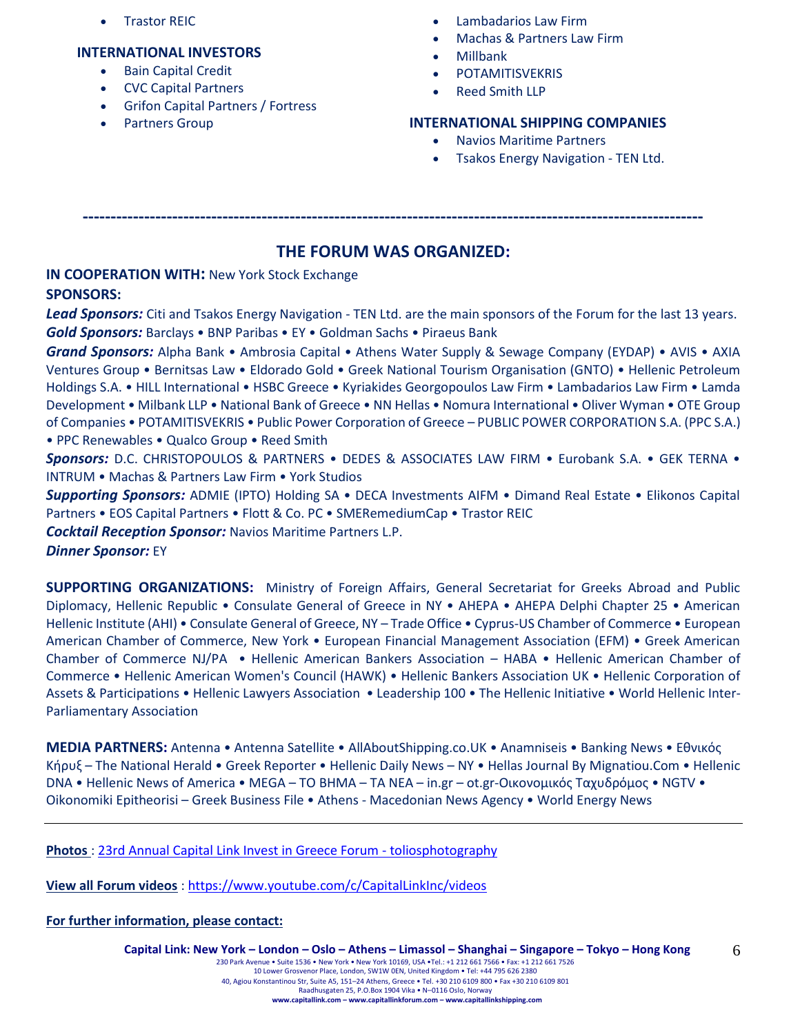- Trastor REIC

**INTERNATIONAL INVESTORS**

- Bain Capital Credit
- CVC Capital Partners
- Grifon Capital Partners / Fortress
- Partners Group

- Lambadarios Law Firm
- Machas & Partners Law Firm
- Millbank
- POTAMITISVEKRIS
- Reed Smith LLP

**INTERNATIONAL SHIPPING COMPANIES**

- Navios Maritime Partners
- Tsakos Energy Navigation - TEN Ltd.

---

## THE FORUM WAS ORGANIZED:

**IN COOPERATION WITH:** New York Stock Exchange

**SPONSORS:**

***Lead Sponsors:*** Citi and Tsakos Energy Navigation - TEN Ltd. are the main sponsors of the Forum for the last 13 years.

***Gold Sponsors:*** Barclays • BNP Paribas • EY • Goldman Sachs • Piraeus Bank

***Grand Sponsors:*** Alpha Bank • Ambrosia Capital • Athens Water Supply & Sewage Company (EYDAP) • AVIS • AXIA Ventures Group • Bernitsas Law • Eldorado Gold • Greek National Tourism Organisation (GNTO) • Hellenic Petroleum Holdings S.A. • HILL International • HSBC Greece • Kyriakides Georgopoulos Law Firm • Lambadarios Law Firm • Lamda Development • Milbank LLP • National Bank of Greece • NN Hellas • Nomura International • Oliver Wyman • OTE Group of Companies • POTAMITISVEKRIS • Public Power Corporation of Greece – PUBLIC POWER CORPORATION S.A. (PPC S.A.) • PPC Renewables • Qualco Group • Reed Smith

***Sponsors:*** D.C. CHRISTOPOULOS & PARTNERS • DEDES & ASSOCIATES LAW FIRM • Eurobank S.A. • GEK TERNA • INTRUM • Machas & Partners Law Firm • York Studios

***Supporting Sponsors:*** ADMIE (IPTO) Holding SA • DECA Investments AIFM • Dimand Real Estate • Elikonos Capital Partners • EOS Capital Partners • Flott & Co. PC • SMERemediumCap • Trastor REIC

***Cocktail Reception Sponsor:*** Navios Maritime Partners L.P.

***Dinner Sponsor:*** EY

**SUPPORTING ORGANIZATIONS:** Ministry of Foreign Affairs, General Secretariat for Greeks Abroad and Public Diplomacy, Hellenic Republic • Consulate General of Greece in NY • AHEPA • AHEPA Delphi Chapter 25 • American Hellenic Institute (AHI) • Consulate General of Greece, NY – Trade Office • Cyprus-US Chamber of Commerce • European American Chamber of Commerce, New York • European Financial Management Association (EFM) • Greek American Chamber of Commerce NJ/PA • Hellenic American Bankers Association – HABA • Hellenic American Chamber of Commerce • Hellenic American Women's Council (HAWK) • Hellenic Bankers Association UK • Hellenic Corporation of Assets & Participations • Hellenic Lawyers Association • Leadership 100 • The Hellenic Initiative • World Hellenic Inter-Parliamentary Association

**MEDIA PARTNERS:** Antenna • Antenna Satellite • AllAboutShipping.co.UK • Anamniseis • Banking News • Εθνικός Κήρυξ – The National Herald • Greek Reporter • Hellenic Daily News – NY • Hellas Journal By Mignatiou.Com • Hellenic DNA • Hellenic News of America • MEGA – TO BHMA – TA NEA – in.gr – ot.gr-Οικονομικός Ταχυδρόμος • NGTV • Oikonomiki Epitheorisi – Greek Business File • Athens - Macedonian News Agency • World Energy News

---

**Photos** : 23rd Annual Capital Link Invest in Greece Forum - toliosphotography

**View all Forum videos** : https://www.youtube.com/c/CapitalLinkInc/videos

**For further information, please contact:**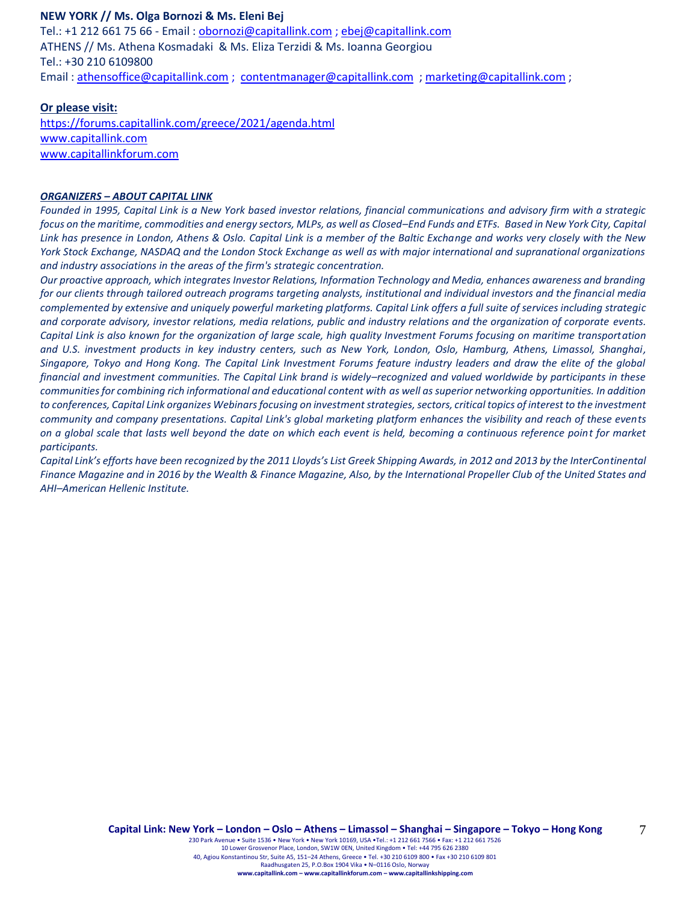**NEW YORK // Ms. Olga Bornozi & Ms. Eleni Bej**
Tel.: +1 212 661 75 66 - Email : obornozi@capitallink.com ; ebej@capitallink.com
ATHENS // Ms. Athena Kosmadaki & Ms. Eliza Terzidi & Ms. Ioanna Georgiou
Tel.: +30 210 6109800
Email : athensoffice@capitallink.com ; contentmanager@capitallink.com ; marketing@capitallink.com ;

**Or please visit:**
https://forums.capitallink.com/greece/2021/agenda.html
www.capitallink.com
www.capitallinkforum.com

***ORGANIZERS – ABOUT CAPITAL LINK***

*Founded in 1995, Capital Link is a New York based investor relations, financial communications and advisory firm with a strategic focus on the maritime, commodities and energy sectors, MLPs, as well as Closed–End Funds and ETFs. Based in New York City, Capital Link has presence in London, Athens & Oslo. Capital Link is a member of the Baltic Exchange and works very closely with the New York Stock Exchange, NASDAQ and the London Stock Exchange as well as with major international and supranational organizations and industry associations in the areas of the firm's strategic concentration.*

*Our proactive approach, which integrates Investor Relations, Information Technology and Media, enhances awareness and branding for our clients through tailored outreach programs targeting analysts, institutional and individual investors and the financial media complemented by extensive and uniquely powerful marketing platforms. Capital Link offers a full suite of services including strategic and corporate advisory, investor relations, media relations, public and industry relations and the organization of corporate events. Capital Link is also known for the organization of large scale, high quality Investment Forums focusing on maritime transportation and U.S. investment products in key industry centers, such as New York, London, Oslo, Hamburg, Athens, Limassol, Shanghai, Singapore, Tokyo and Hong Kong. The Capital Link Investment Forums feature industry leaders and draw the elite of the global financial and investment communities. The Capital Link brand is widely–recognized and valued worldwide by participants in these communities for combining rich informational and educational content with as well as superior networking opportunities. In addition to conferences, Capital Link organizes Webinars focusing on investment strategies, sectors, critical topics of interest to the investment community and company presentations. Capital Link's global marketing platform enhances the visibility and reach of these events on a global scale that lasts well beyond the date on which each event is held, becoming a continuous reference point for market participants.*

*Capital Link's efforts have been recognized by the 2011 Lloyds's List Greek Shipping Awards, in 2012 and 2013 by the InterContinental Finance Magazine and in 2016 by the Wealth & Finance Magazine, Also, by the International Propeller Club of the United States and AHI–American Hellenic Institute.*